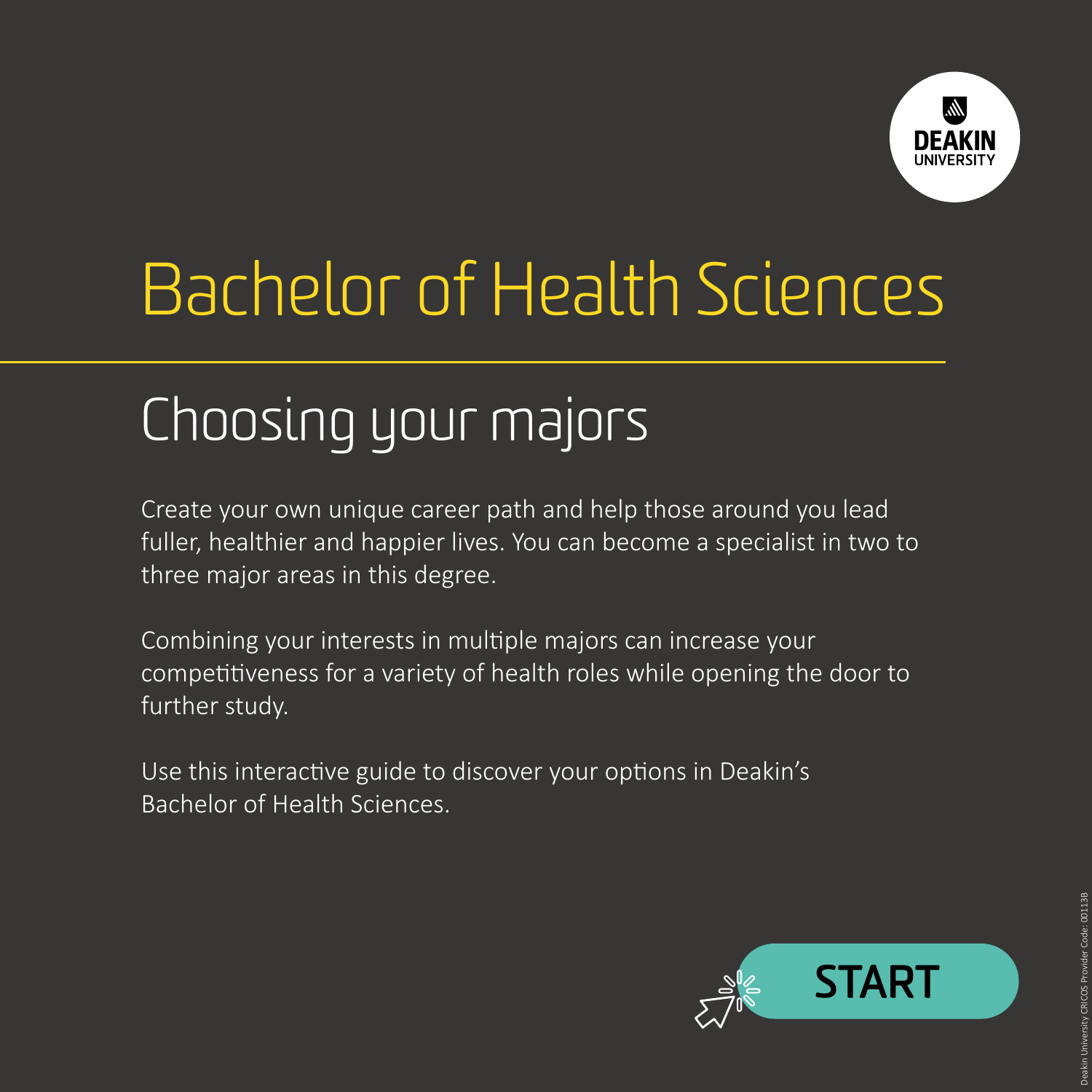DEAKIN UNIVERSITY

# Bachelor of Health Sciences

## Choosing your majors

Create your own unique career path and help those around you lead fuller, healthier and happier lives. You can become a specialist in two to three major areas in this degree.

Combining your interests in multiple majors can increase your competitiveness for a variety of health roles while opening the door to further study.

Use this interactive guide to discover your options in Deakin's Bachelor of Health Sciences.

START

Deakin University CRICOS Provider Code: 00113B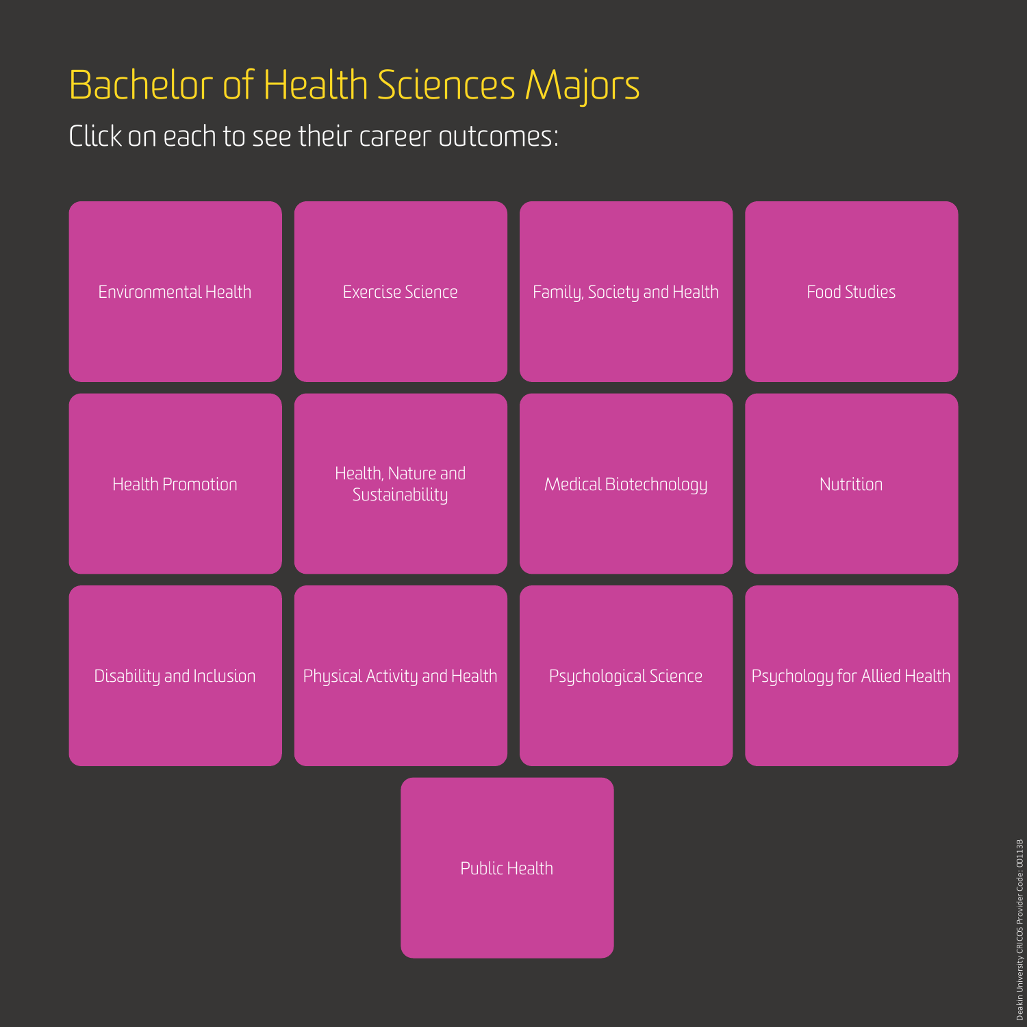# Bachelor of Health Sciences Majors

Click on each to see their career outcomes:

- Environmental Health
- Exercise Science
- Family, Society and Health
- Food Studies
- Health Promotion
- Health, Nature and Sustainability
- Medical Biotechnology
- Nutrition
- Disability and Inclusion
- Physical Activity and Health
- Psychological Science
- Psychology for Allied Health
- Public Health

Deakin University CRICOS Provider Code: 00113B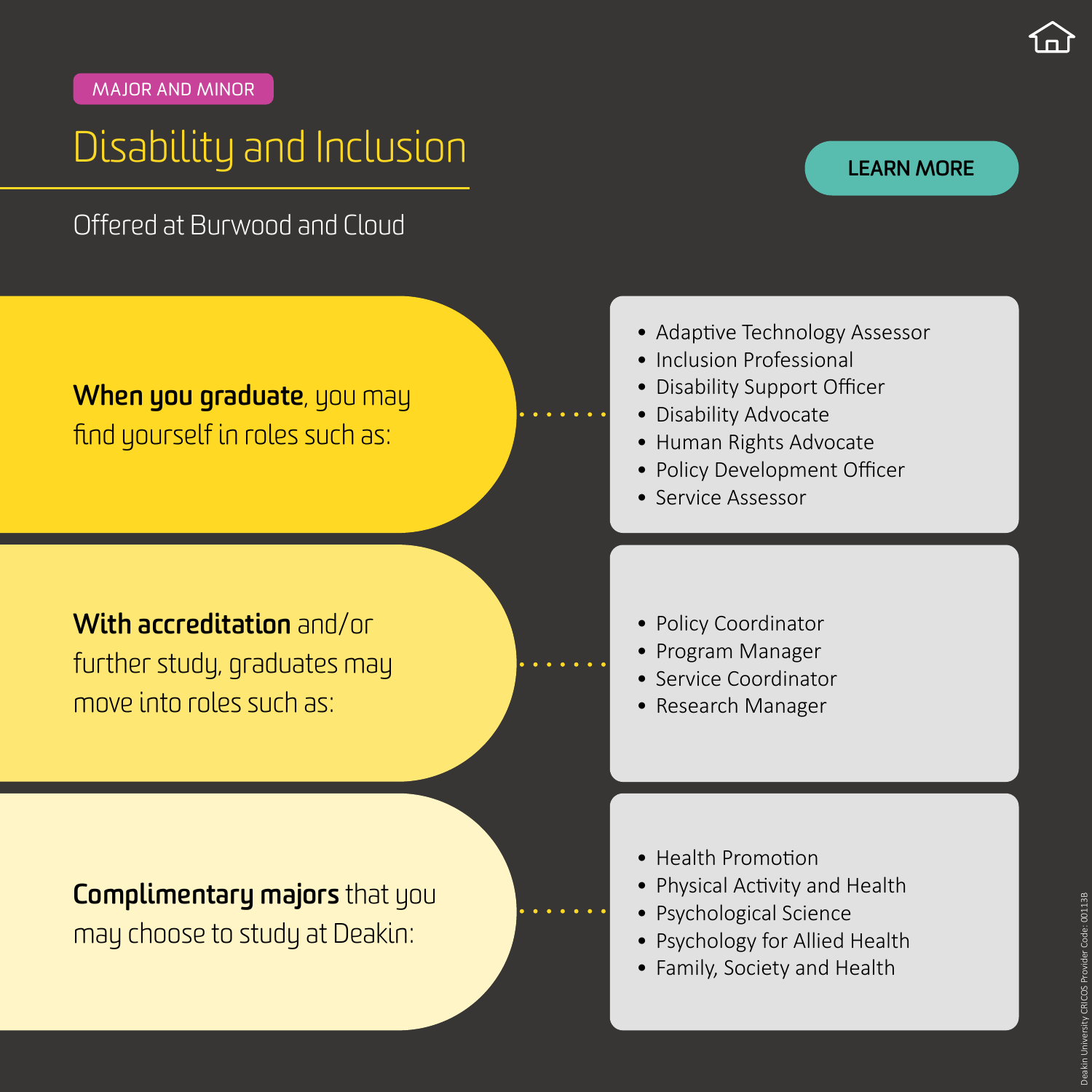MAJOR AND MINOR

# Disability and Inclusion

LEARN MORE

Offered at Burwood and Cloud

**When you graduate**, you may find yourself in roles such as:

- Adaptive Technology Assessor
- Inclusion Professional
- Disability Support Officer
- Disability Advocate
- Human Rights Advocate
- Policy Development Officer
- Service Assessor

**With accreditation** and/or further study, graduates may move into roles such as:

- Policy Coordinator
- Program Manager
- Service Coordinator
- Research Manager

**Complimentary majors** that you may choose to study at Deakin:

- Health Promotion
- Physical Activity and Health
- Psychological Science
- Psychology for Allied Health
- Family, Society and Health

Deakin University CRICOS Provider Code: 00113B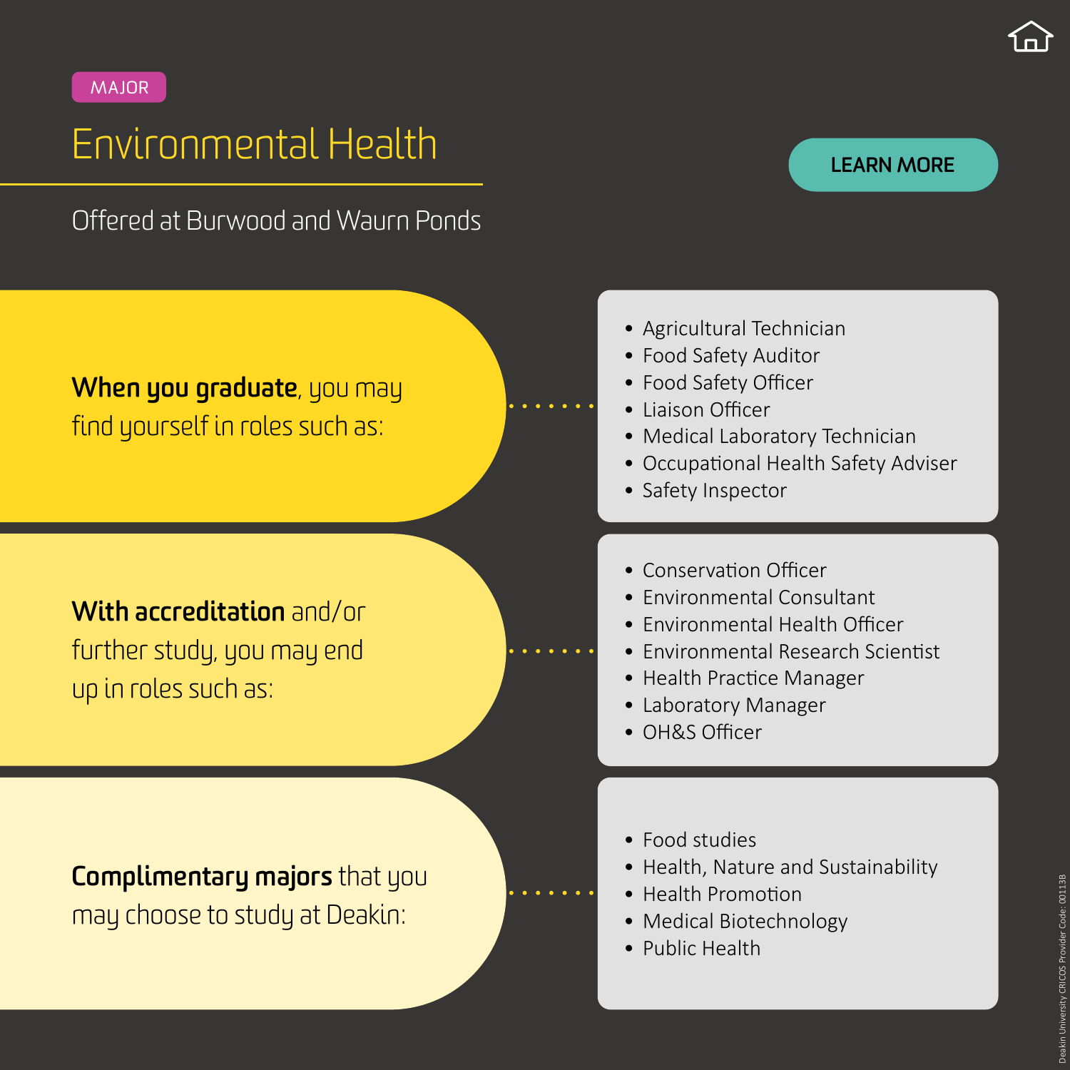MAJOR

# Environmental Health

LEARN MORE

Offered at Burwood and Waurn Ponds

**When you graduate**, you may find yourself in roles such as:

- Agricultural Technician
- Food Safety Auditor
- Food Safety Officer
- Liaison Officer
- Medical Laboratory Technician
- Occupational Health Safety Adviser
- Safety Inspector

**With accreditation** and/or further study, you may end up in roles such as:

- Conservation Officer
- Environmental Consultant
- Environmental Health Officer
- Environmental Research Scientist
- Health Practice Manager
- Laboratory Manager
- OH&S Officer

**Complimentary majors** that you may choose to study at Deakin:

- Food studies
- Health, Nature and Sustainability
- Health Promotion
- Medical Biotechnology
- Public Health

Deakin University CRICOS Provider Code: 00113B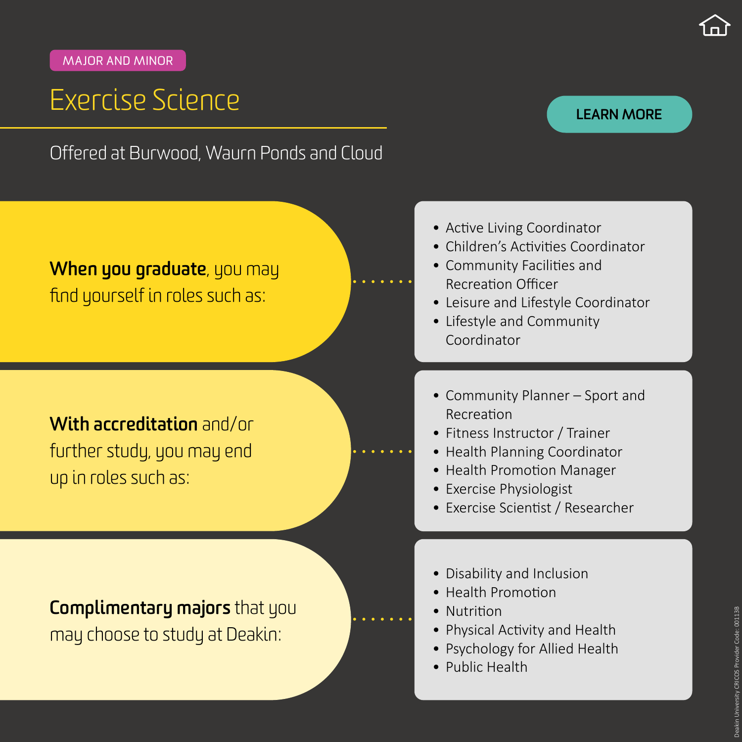MAJOR AND MINOR

# Exercise Science

Offered at Burwood, Waurn Ponds and Cloud

LEARN MORE

**When you graduate**, you may find yourself in roles such as:

- Active Living Coordinator
- Children's Activities Coordinator
- Community Facilities and Recreation Officer
- Leisure and Lifestyle Coordinator
- Lifestyle and Community Coordinator

**With accreditation** and/or further study, you may end up in roles such as:

- Community Planner – Sport and Recreation
- Fitness Instructor / Trainer
- Health Planning Coordinator
- Health Promotion Manager
- Exercise Physiologist
- Exercise Scientist / Researcher

**Complimentary majors** that you may choose to study at Deakin:

- Disability and Inclusion
- Health Promotion
- Nutrition
- Physical Activity and Health
- Psychology for Allied Health
- Public Health

Deakin University CRICOS Provider Code: 00113B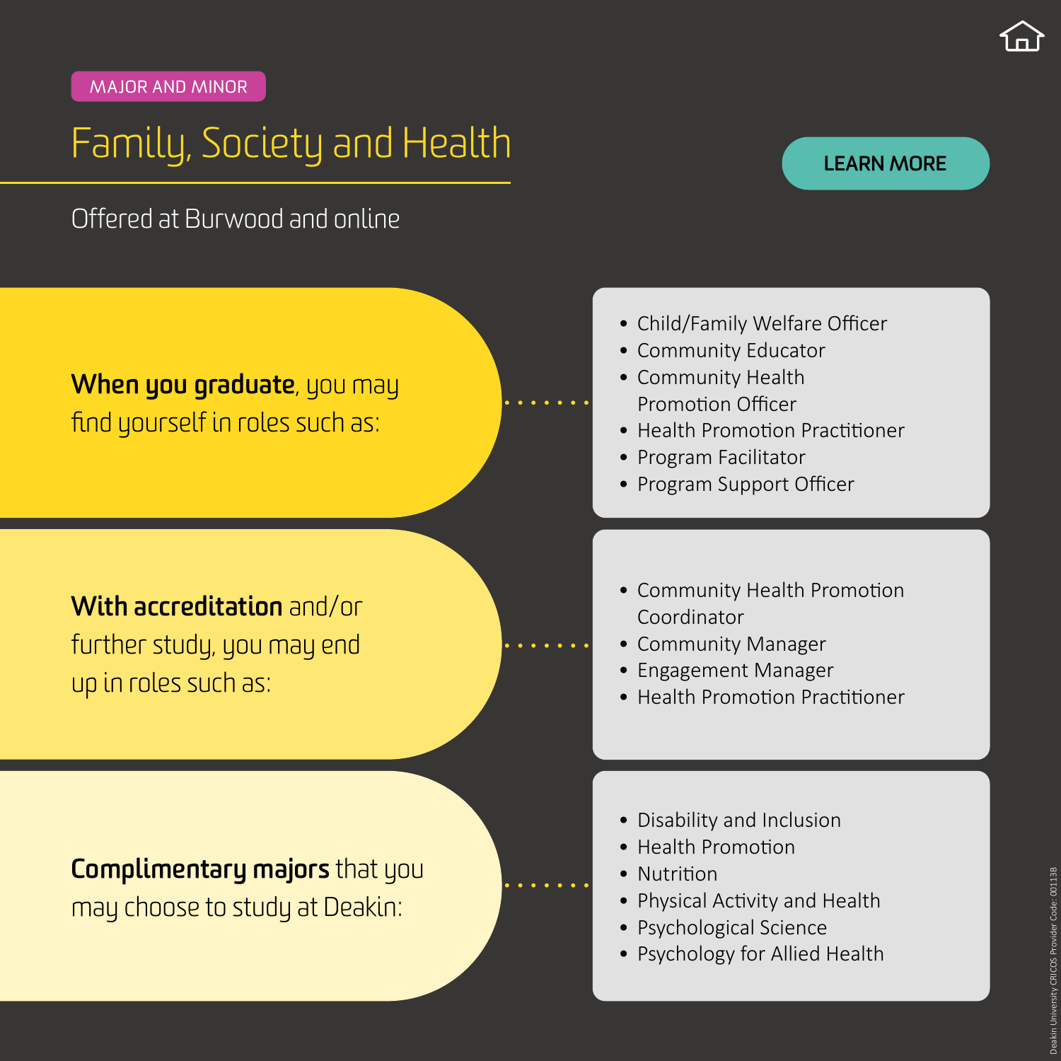MAJOR AND MINOR

# Family, Society and Health

LEARN MORE

Offered at Burwood and online

**When you graduate**, you may find yourself in roles such as:

- Child/Family Welfare Officer
- Community Educator
- Community Health Promotion Officer
- Health Promotion Practitioner
- Program Facilitator
- Program Support Officer

**With accreditation** and/or further study, you may end up in roles such as:

- Community Health Promotion Coordinator
- Community Manager
- Engagement Manager
- Health Promotion Practitioner

**Complimentary majors** that you may choose to study at Deakin:

- Disability and Inclusion
- Health Promotion
- Nutrition
- Physical Activity and Health
- Psychological Science
- Psychology for Allied Health

Deakin University CRICOS Provider Code: 00113B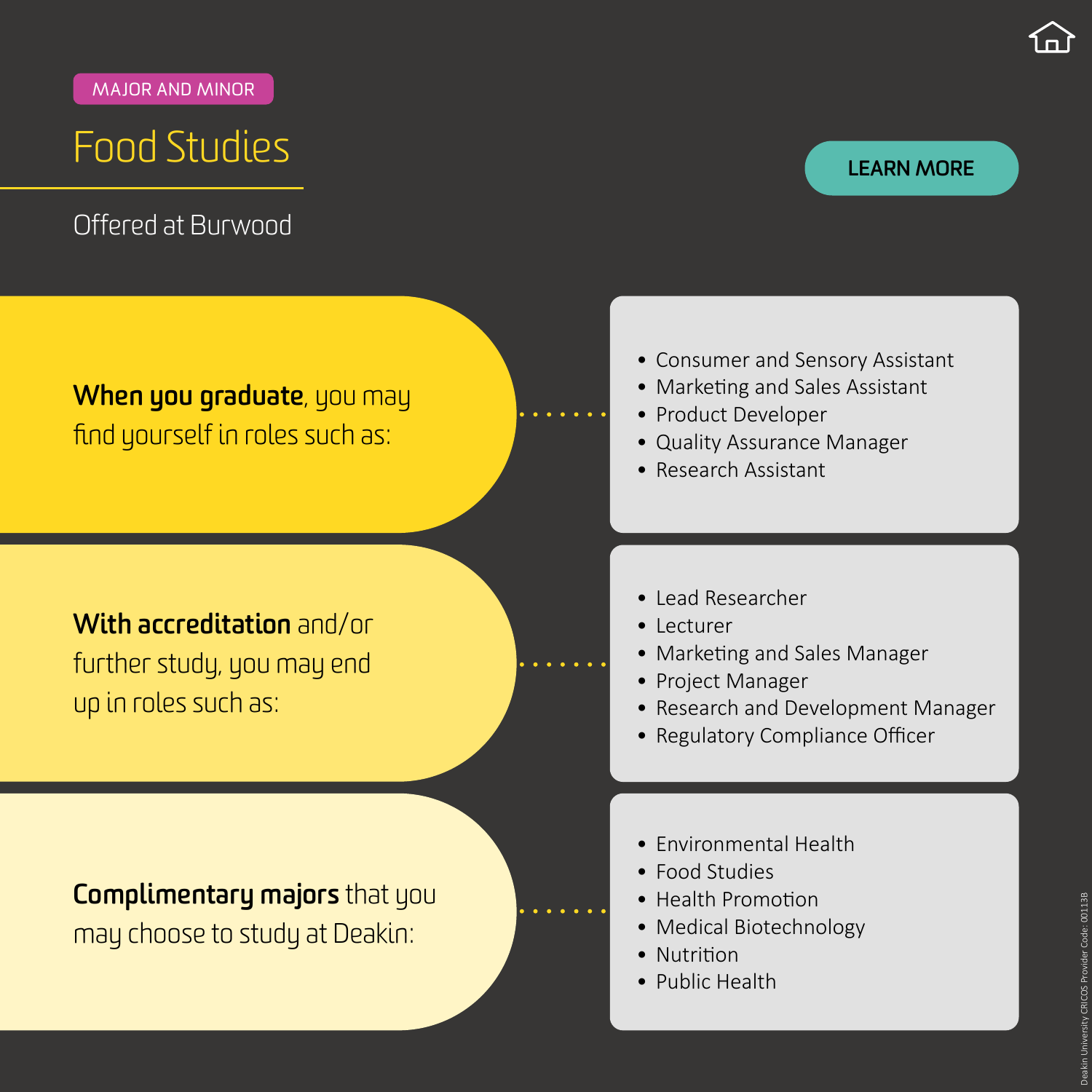MAJOR AND MINOR

# Food Studies

Offered at Burwood

LEARN MORE

**When you graduate**, you may find yourself in roles such as:

- Consumer and Sensory Assistant
- Marketing and Sales Assistant
- Product Developer
- Quality Assurance Manager
- Research Assistant

**With accreditation** and/or further study, you may end up in roles such as:

- Lead Researcher
- Lecturer
- Marketing and Sales Manager
- Project Manager
- Research and Development Manager
- Regulatory Compliance Officer

**Complimentary majors** that you may choose to study at Deakin:

- Environmental Health
- Food Studies
- Health Promotion
- Medical Biotechnology
- Nutrition
- Public Health

Deakin University CRICOS Provider Code: 00113B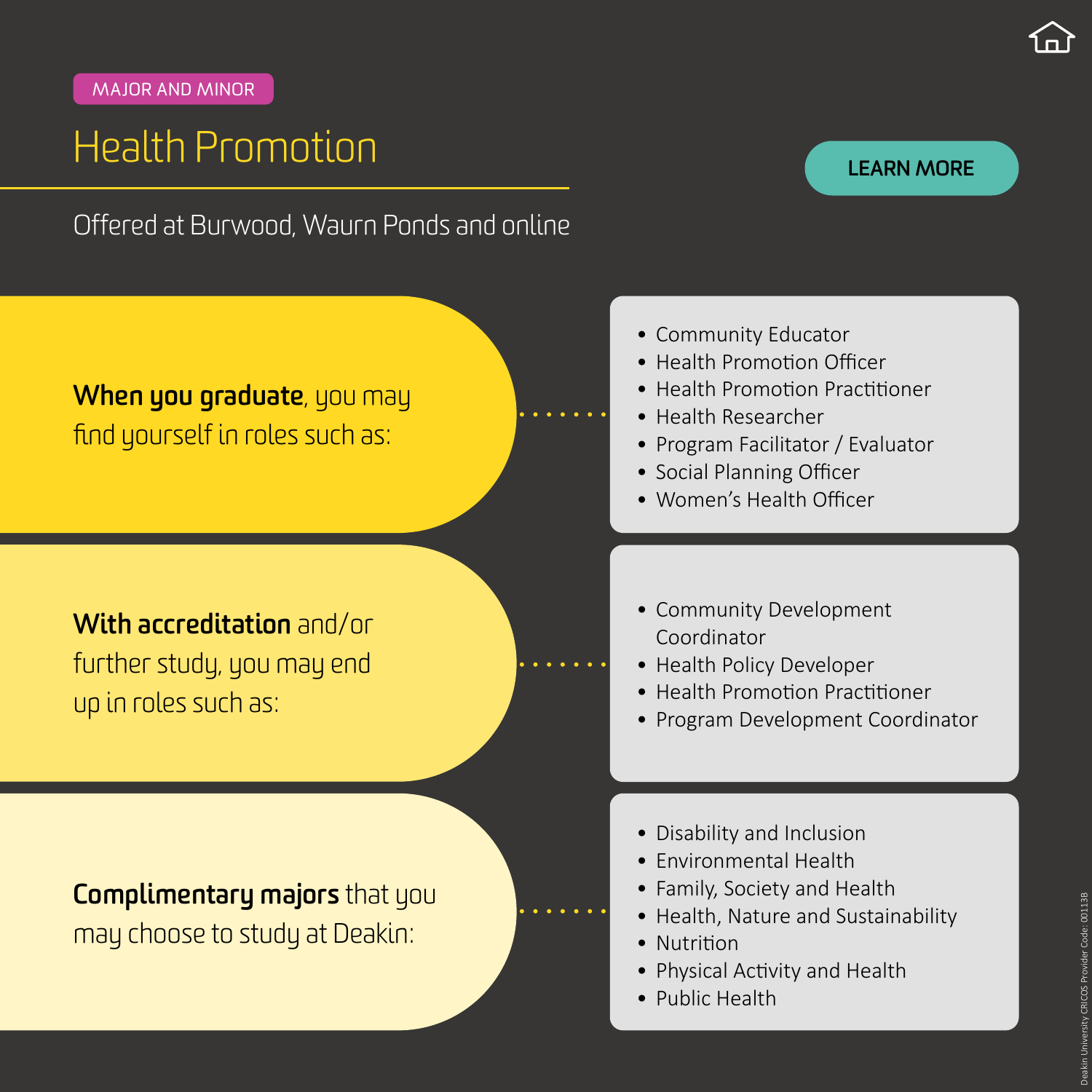MAJOR AND MINOR

# Health Promotion

LEARN MORE

Offered at Burwood, Waurn Ponds and online

**When you graduate**, you may find yourself in roles such as:

- Community Educator
- Health Promotion Officer
- Health Promotion Practitioner
- Health Researcher
- Program Facilitator / Evaluator
- Social Planning Officer
- Women's Health Officer

**With accreditation** and/or further study, you may end up in roles such as:

- Community Development Coordinator
- Health Policy Developer
- Health Promotion Practitioner
- Program Development Coordinator

**Complimentary majors** that you may choose to study at Deakin:

- Disability and Inclusion
- Environmental Health
- Family, Society and Health
- Health, Nature and Sustainability
- Nutrition
- Physical Activity and Health
- Public Health

Deakin University CRICOS Provider Code: 00113B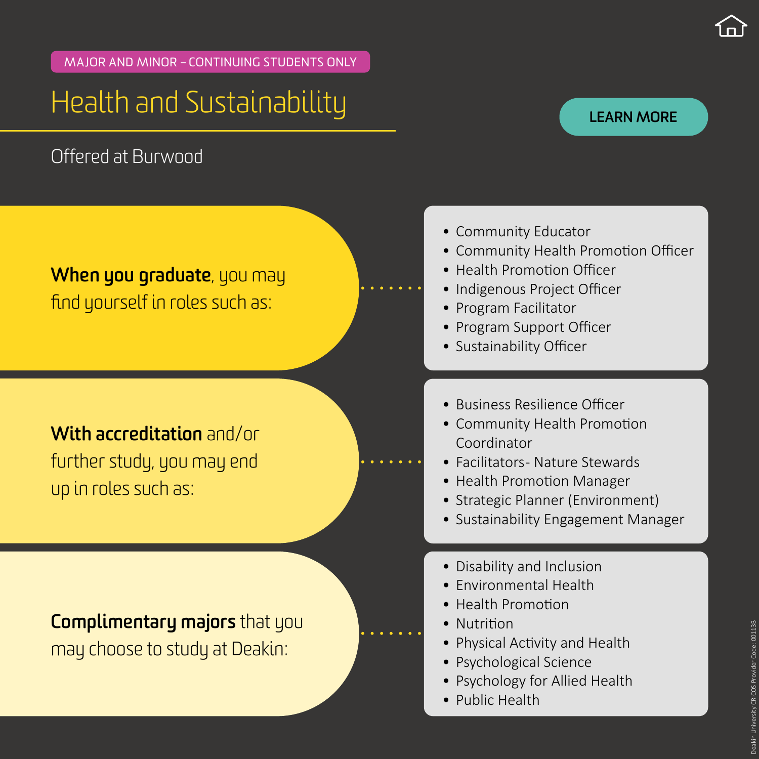MAJOR AND MINOR – CONTINUING STUDENTS ONLY

# Health and Sustainability

LEARN MORE

Offered at Burwood

**When you graduate**, you may find yourself in roles such as:

- Community Educator
- Community Health Promotion Officer
- Health Promotion Officer
- Indigenous Project Officer
- Program Facilitator
- Program Support Officer
- Sustainability Officer

**With accreditation** and/or further study, you may end up in roles such as:

- Business Resilience Officer
- Community Health Promotion Coordinator
- Facilitators- Nature Stewards
- Health Promotion Manager
- Strategic Planner (Environment)
- Sustainability Engagement Manager

**Complimentary majors** that you may choose to study at Deakin:

- Disability and Inclusion
- Environmental Health
- Health Promotion
- Nutrition
- Physical Activity and Health
- Psychological Science
- Psychology for Allied Health
- Public Health

Deakin University CRICOS Provider Code: 00113B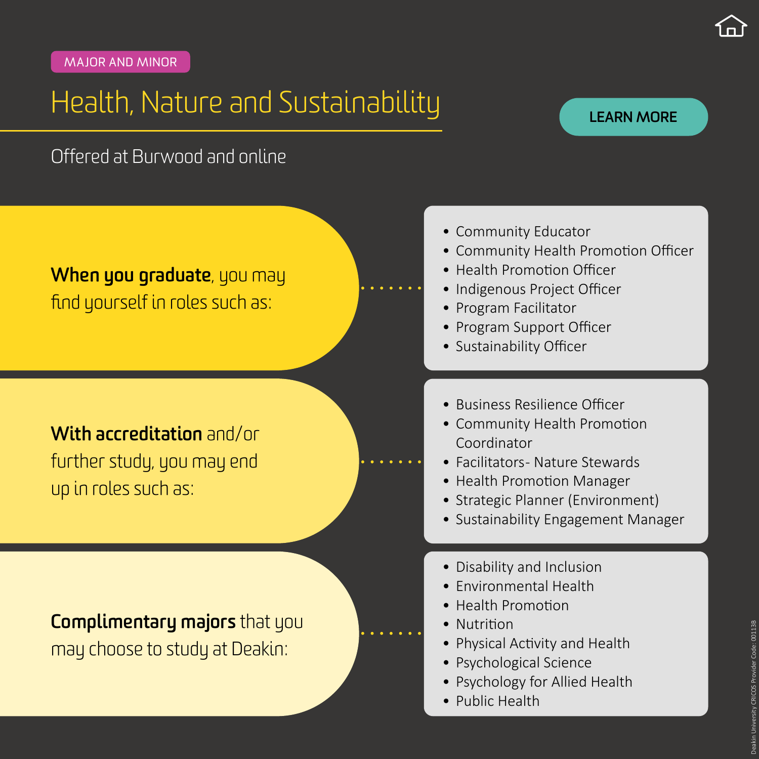MAJOR AND MINOR

# Health, Nature and Sustainability

LEARN MORE

Offered at Burwood and online

**When you graduate**, you may find yourself in roles such as:

- Community Educator
- Community Health Promotion Officer
- Health Promotion Officer
- Indigenous Project Officer
- Program Facilitator
- Program Support Officer
- Sustainability Officer

**With accreditation** and/or further study, you may end up in roles such as:

- Business Resilience Officer
- Community Health Promotion Coordinator
- Facilitators- Nature Stewards
- Health Promotion Manager
- Strategic Planner (Environment)
- Sustainability Engagement Manager

**Complimentary majors** that you may choose to study at Deakin:

- Disability and Inclusion
- Environmental Health
- Health Promotion
- Nutrition
- Physical Activity and Health
- Psychological Science
- Psychology for Allied Health
- Public Health

Deakin University CRICOS Provider Code: 00113B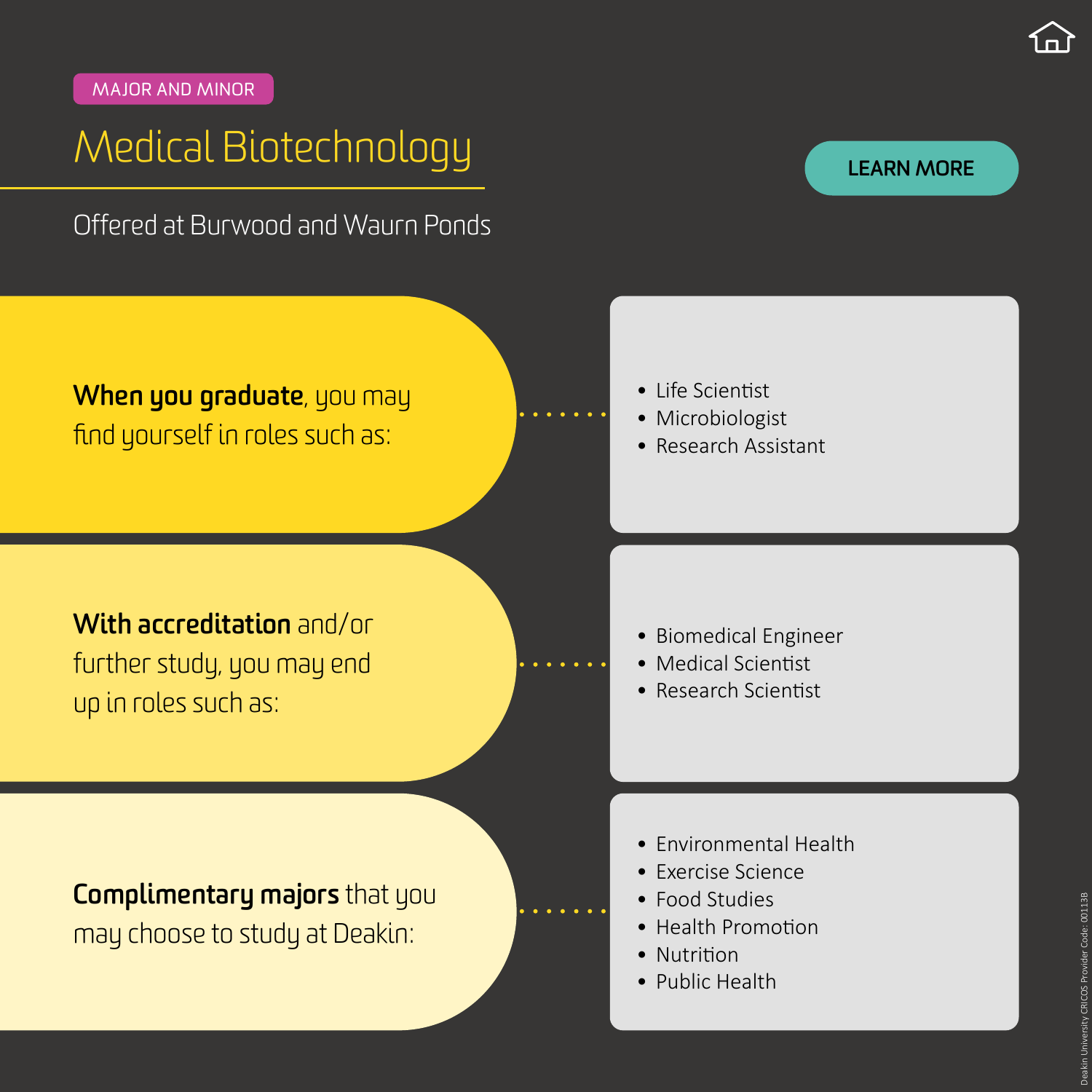MAJOR AND MINOR

# Medical Biotechnology

Offered at Burwood and Waurn Ponds

LEARN MORE

**When you graduate**, you may find yourself in roles such as:

- Life Scientist
- Microbiologist
- Research Assistant

**With accreditation** and/or further study, you may end up in roles such as:

- Biomedical Engineer
- Medical Scientist
- Research Scientist

**Complimentary majors** that you may choose to study at Deakin:

- Environmental Health
- Exercise Science
- Food Studies
- Health Promotion
- Nutrition
- Public Health

Deakin University CRICOS Provider Code: 00113B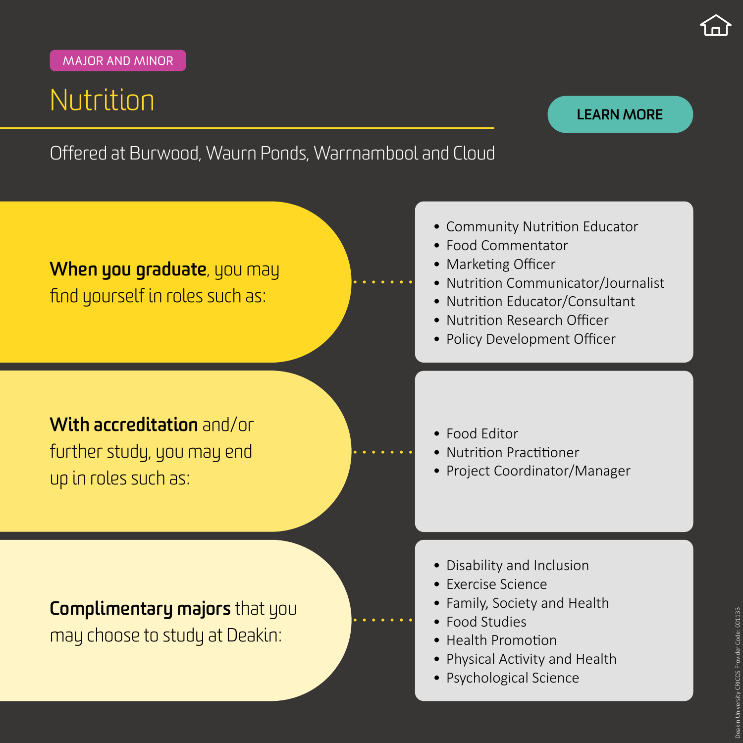MAJOR AND MINOR

# Nutrition

LEARN MORE

Offered at Burwood, Waurn Ponds, Warrnambool and Cloud

**When you graduate**, you may find yourself in roles such as:

- Community Nutrition Educator
- Food Commentator
- Marketing Officer
- Nutrition Communicator/Journalist
- Nutrition Educator/Consultant
- Nutrition Research Officer
- Policy Development Officer

**With accreditation** and/or further study, you may end up in roles such as:

- Food Editor
- Nutrition Practitioner
- Project Coordinator/Manager

**Complimentary majors** that you may choose to study at Deakin:

- Disability and Inclusion
- Exercise Science
- Family, Society and Health
- Food Studies
- Health Promotion
- Physical Activity and Health
- Psychological Science

Deakin University CRICOS Provider Code: 00113B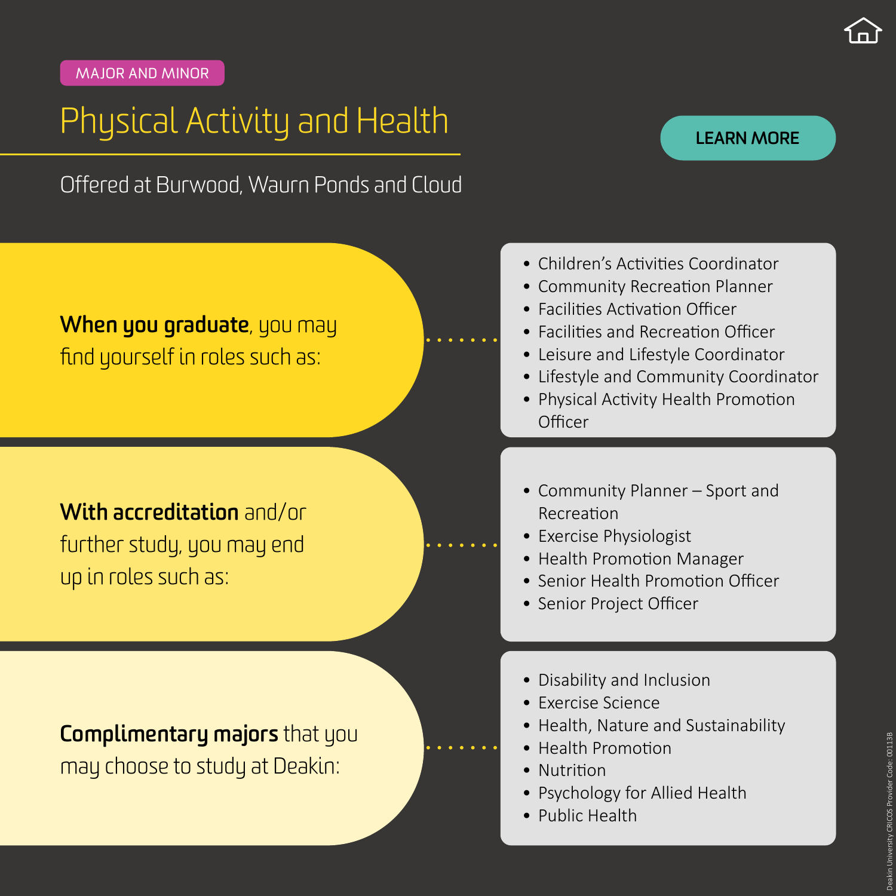MAJOR AND MINOR

# Physical Activity and Health

LEARN MORE

Offered at Burwood, Waurn Ponds and Cloud

**When you graduate**, you may find yourself in roles such as:

- Children's Activities Coordinator
- Community Recreation Planner
- Facilities Activation Officer
- Facilities and Recreation Officer
- Leisure and Lifestyle Coordinator
- Lifestyle and Community Coordinator
- Physical Activity Health Promotion Officer

**With accreditation** and/or further study, you may end up in roles such as:

- Community Planner – Sport and Recreation
- Exercise Physiologist
- Health Promotion Manager
- Senior Health Promotion Officer
- Senior Project Officer

**Complimentary majors** that you may choose to study at Deakin:

- Disability and Inclusion
- Exercise Science
- Health, Nature and Sustainability
- Health Promotion
- Nutrition
- Psychology for Allied Health
- Public Health

Deakin University CRICOS Provider Code: 00113B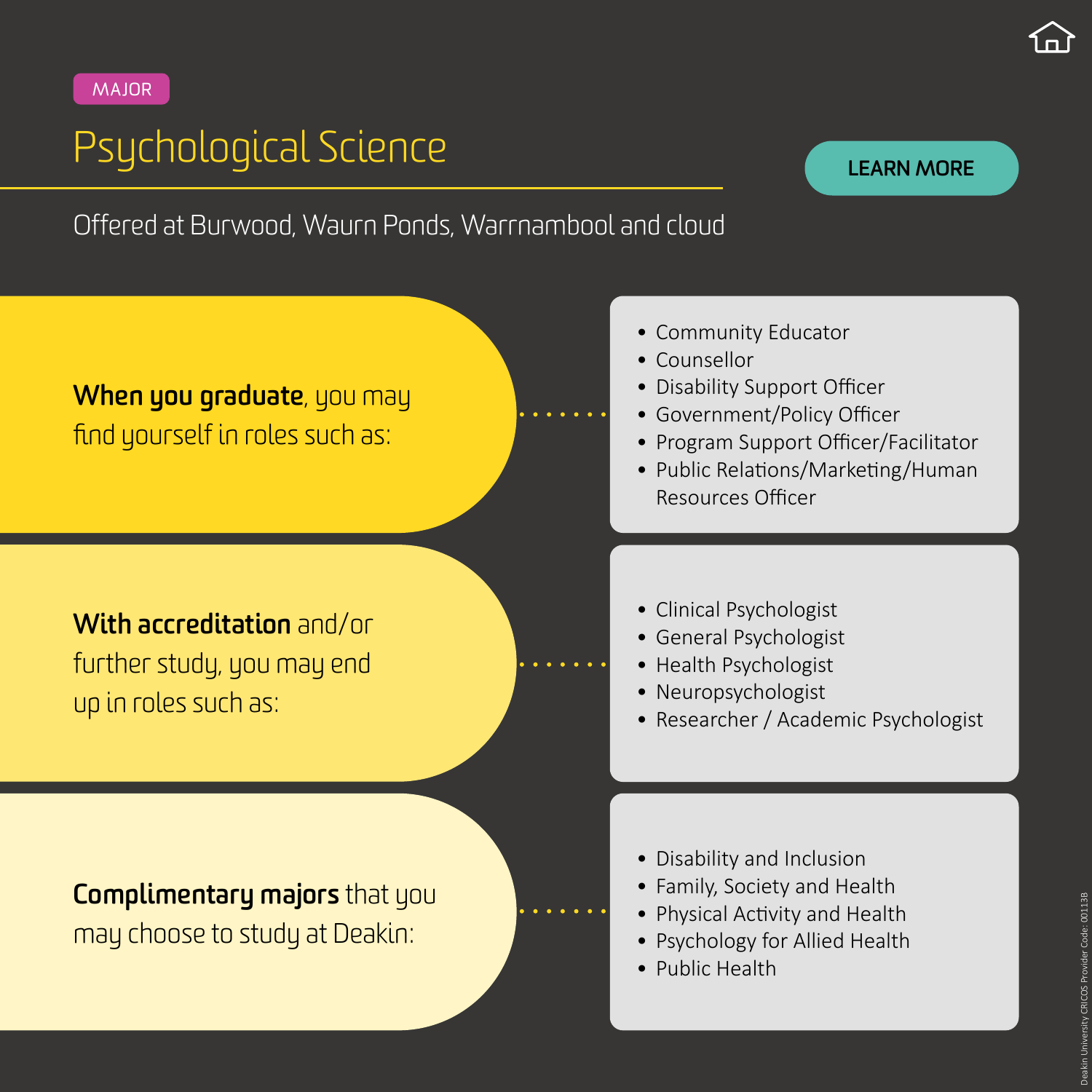MAJOR

# Psychological Science

LEARN MORE

Offered at Burwood, Waurn Ponds, Warrnambool and cloud

**When you graduate**, you may find yourself in roles such as:

- Community Educator
- Counsellor
- Disability Support Officer
- Government/Policy Officer
- Program Support Officer/Facilitator
- Public Relations/Marketing/Human Resources Officer

**With accreditation** and/or further study, you may end up in roles such as:

- Clinical Psychologist
- General Psychologist
- Health Psychologist
- Neuropsychologist
- Researcher / Academic Psychologist

**Complimentary majors** that you may choose to study at Deakin:

- Disability and Inclusion
- Family, Society and Health
- Physical Activity and Health
- Psychology for Allied Health
- Public Health

Deakin University CRICOS Provider Code: 00113B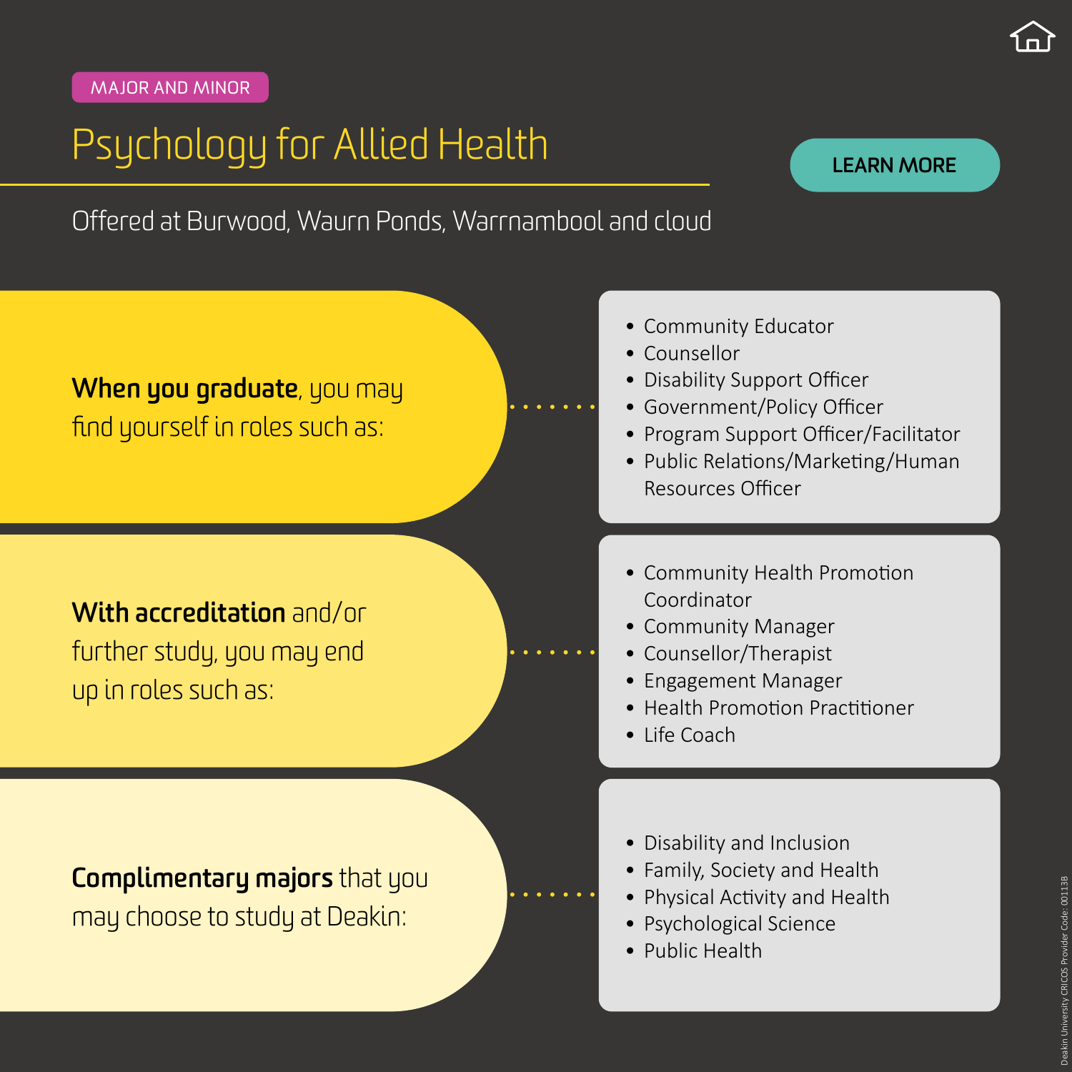MAJOR AND MINOR

# Psychology for Allied Health

LEARN MORE

Offered at Burwood, Waurn Ponds, Warrnambool and cloud

**When you graduate**, you may find yourself in roles such as:

- Community Educator
- Counsellor
- Disability Support Officer
- Government/Policy Officer
- Program Support Officer/Facilitator
- Public Relations/Marketing/Human Resources Officer

**With accreditation** and/or further study, you may end up in roles such as:

- Community Health Promotion Coordinator
- Community Manager
- Counsellor/Therapist
- Engagement Manager
- Health Promotion Practitioner
- Life Coach

**Complimentary majors** that you may choose to study at Deakin:

- Disability and Inclusion
- Family, Society and Health
- Physical Activity and Health
- Psychological Science
- Public Health

Deakin University CRICOS Provider Code: 00113B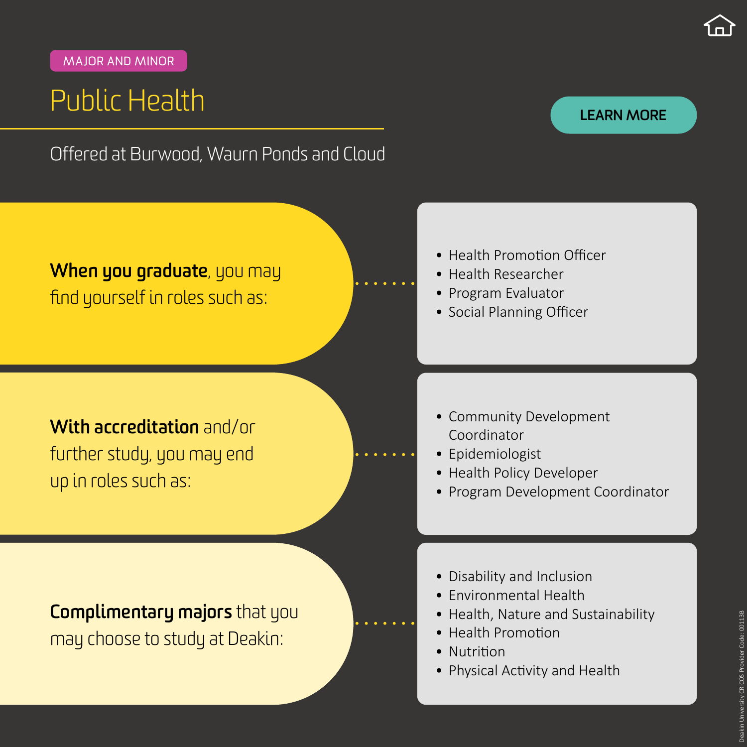MAJOR AND MINOR

# Public Health

LEARN MORE

Offered at Burwood, Waurn Ponds and Cloud

**When you graduate**, you may find yourself in roles such as:

- Health Promotion Officer
- Health Researcher
- Program Evaluator
- Social Planning Officer

**With accreditation** and/or further study, you may end up in roles such as:

- Community Development Coordinator
- Epidemiologist
- Health Policy Developer
- Program Development Coordinator

**Complimentary majors** that you may choose to study at Deakin:

- Disability and Inclusion
- Environmental Health
- Health, Nature and Sustainability
- Health Promotion
- Nutrition
- Physical Activity and Health

Deakin University CRICOS Provider Code: 00113B